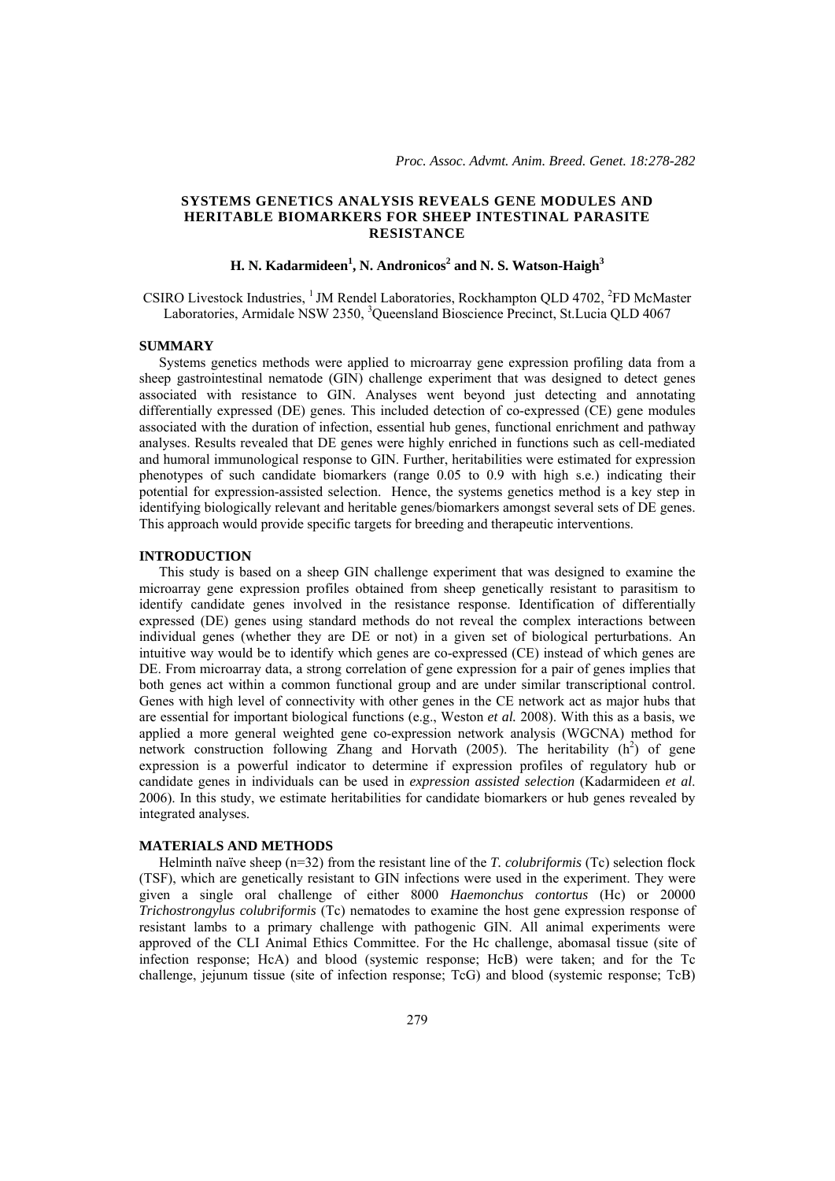# SYSTEMS GENETICS ANALYSIS REVEALS GENE MODULES AND HERITABLE BIOMARKERS FOR SHEEP INTESTINAL PARASITE RESISTANCE

## H. N. Kadarmideen[1], N. Andronicos[2] and N. S. Watson-Haigh[3]

CSIRO Livestock Industries, [1] JM Rendel Laboratories, Rockhampton QLD 4702, [2]FD McMaster Laboratories, Armidale NSW 2350, [3]Queensland Bioscience Precinct, St.Lucia QLD 4067

### SUMMARY

Systems genetics methods were applied to microarray gene expression profiling data from a sheep gastrointestinal nematode (GIN) challenge experiment that was designed to detect genes associated with resistance to GIN. Analyses went beyond just detecting and annotating differentially expressed (DE) genes. This included detection of co-expressed (CE) gene modules associated with the duration of infection, essential hub genes, functional enrichment and pathway analyses. Results revealed that DE genes were highly enriched in functions such as cell-mediated and humoral immunological response to GIN. Further, heritabilities were estimated for expression phenotypes of such candidate biomarkers (range 0.05 to 0.9 with high s.e.) indicating their potential for expression-assisted selection. Hence, the systems genetics method is a key step in identifying biologically relevant and heritable genes/biomarkers amongst several sets of DE genes. This approach would provide specific targets for breeding and therapeutic interventions.

### INTRODUCTION

This study is based on a sheep GIN challenge experiment that was designed to examine the microarray gene expression profiles obtained from sheep genetically resistant to parasitism to identify candidate genes involved in the resistance response. Identification of differentially expressed (DE) genes using standard methods do not reveal the complex interactions between individual genes (whether they are DE or not) in a given set of biological perturbations. An intuitive way would be to identify which genes are co-expressed (CE) instead of which genes are DE. From microarray data, a strong correlation of gene expression for a pair of genes implies that both genes act within a common functional group and are under similar transcriptional control. Genes with high level of connectivity with other genes in the CE network act as major hubs that are essential for important biological functions (e.g., Weston *et al.* 2008). With this as a basis, we applied a more general weighted gene co-expression network analysis (WGCNA) method for network construction following Zhang and Horvath (2005). The heritability ($h^2$) of gene expression is a powerful indicator to determine if expression profiles of regulatory hub or candidate genes in individuals can be used in *expression assisted selection* (Kadarmideen *et al*. 2006). In this study, we estimate heritabilities for candidate biomarkers or hub genes revealed by integrated analyses.

### MATERIALS AND METHODS

Helminth naïve sheep (n=32) from the resistant line of the *T. colubriformis* (Tc) selection flock (TSF), which are genetically resistant to GIN infections were used in the experiment. They were given a single oral challenge of either 8000 *Haemonchus contortus* (Hc) or 20000 *Trichostrongylus colubriformis* (Tc) nematodes to examine the host gene expression response of resistant lambs to a primary challenge with pathogenic GIN. All animal experiments were approved of the CLI Animal Ethics Committee. For the Hc challenge, abomasal tissue (site of infection response; HcA) and blood (systemic response; HcB) were taken; and for the Tc challenge, jejunum tissue (site of infection response; TcG) and blood (systemic response; TcB)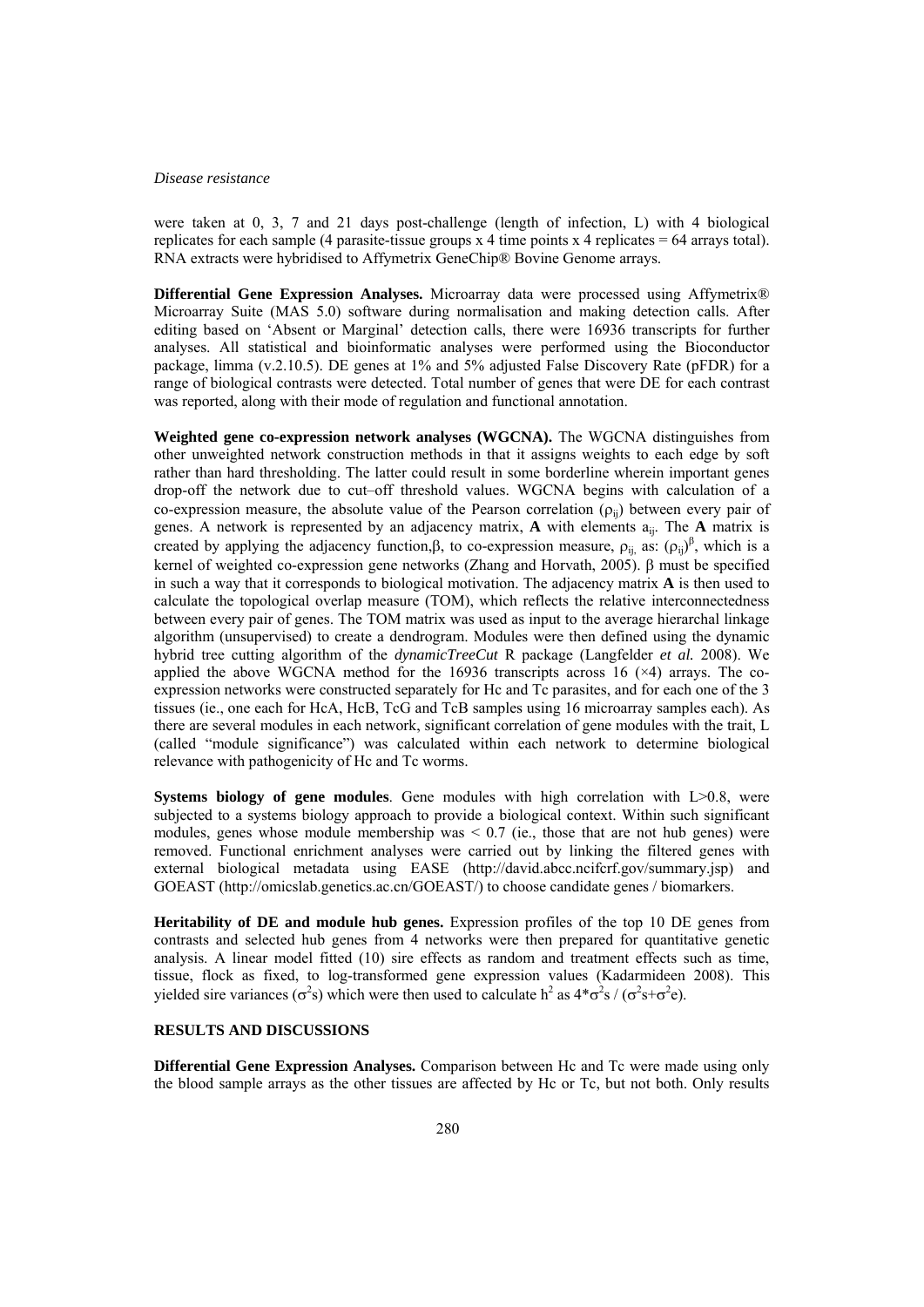were taken at 0, 3, 7 and 21 days post-challenge (length of infection, L) with 4 biological replicates for each sample (4 parasite-tissue groups x 4 time points x 4 replicates = 64 arrays total). RNA extracts were hybridised to Affymetrix GeneChip® Bovine Genome arrays.

**Differential Gene Expression Analyses.** Microarray data were processed using Affymetrix® Microarray Suite (MAS 5.0) software during normalisation and making detection calls. After editing based on 'Absent or Marginal' detection calls, there were 16936 transcripts for further analyses. All statistical and bioinformatic analyses were performed using the Bioconductor package, limma (v.2.10.5). DE genes at 1% and 5% adjusted False Discovery Rate (pFDR) for a range of biological contrasts were detected. Total number of genes that were DE for each contrast was reported, along with their mode of regulation and functional annotation.

**Weighted gene co-expression network analyses (WGCNA).** The WGCNA distinguishes from other unweighted network construction methods in that it assigns weights to each edge by soft rather than hard thresholding. The latter could result in some borderline wherein important genes drop-off the network due to cut–off threshold values. WGCNA begins with calculation of a co-expression measure, the absolute value of the Pearson correlation ($\rho_{ij}$) between every pair of genes. A network is represented by an adjacency matrix, **A** with elements $a_{ij}$. The **A** matrix is created by applying the adjacency function,$\beta$, to co-expression measure, $\rho_{ij}$, as: $(\rho_{ij})^{\beta}$, which is a kernel of weighted co-expression gene networks (Zhang and Horvath, 2005). $\beta$ must be specified in such a way that it corresponds to biological motivation. The adjacency matrix **A** is then used to calculate the topological overlap measure (TOM), which reflects the relative interconnectedness between every pair of genes. The TOM matrix was used as input to the average hierarchal linkage algorithm (unsupervised) to create a dendrogram. Modules were then defined using the dynamic hybrid tree cutting algorithm of the *dynamicTreeCut* R package (Langfelder *et al.* 2008). We applied the above WGCNA method for the 16936 transcripts across 16 (×4) arrays. The co-expression networks were constructed separately for Hc and Tc parasites, and for each one of the 3 tissues (ie., one each for HcA, HcB, TcG and TcB samples using 16 microarray samples each). As there are several modules in each network, significant correlation of gene modules with the trait, L (called "module significance") was calculated within each network to determine biological relevance with pathogenicity of Hc and Tc worms.

**Systems biology of gene modules**. Gene modules with high correlation with L>0.8, were subjected to a systems biology approach to provide a biological context. Within such significant modules, genes whose module membership was < 0.7 (ie., those that are not hub genes) were removed. Functional enrichment analyses were carried out by linking the filtered genes with external biological metadata using EASE (http://david.abcc.ncifcrf.gov/summary.jsp) and GOEAST (http://omicslab.genetics.ac.cn/GOEAST/) to choose candidate genes / biomarkers.

**Heritability of DE and module hub genes.** Expression profiles of the top 10 DE genes from contrasts and selected hub genes from 4 networks were then prepared for quantitative genetic analysis. A linear model fitted (10) sire effects as random and treatment effects such as time, tissue, flock as fixed, to log-transformed gene expression values (Kadarmideen 2008). This yielded sire variances ($\sigma^2$s) which were then used to calculate $h^2$ as $4*\sigma^2s$ / ($\sigma^2s+\sigma^2e$).

## RESULTS AND DISCUSSIONS

**Differential Gene Expression Analyses.** Comparison between Hc and Tc were made using only the blood sample arrays as the other tissues are affected by Hc or Tc, but not both. Only results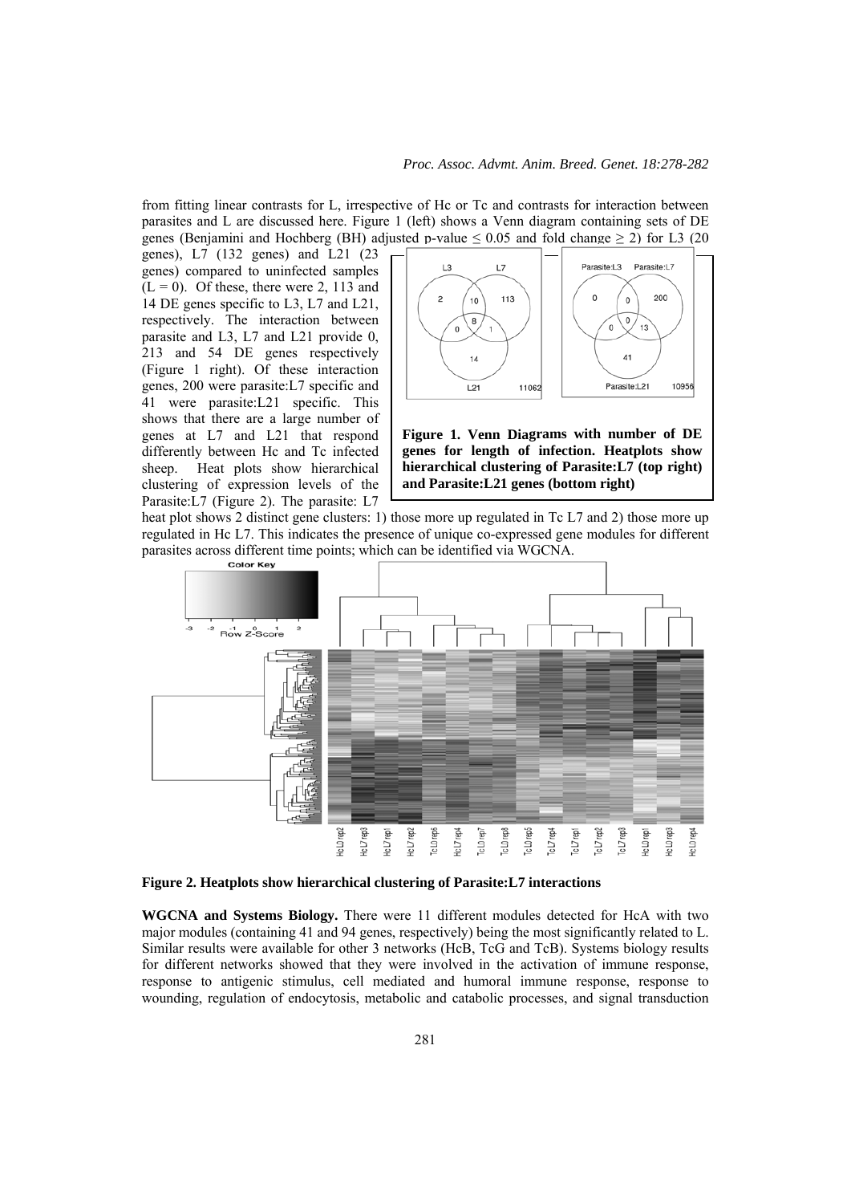from fitting linear contrasts for L, irrespective of Hc or Tc and contrasts for interaction between parasites and L are discussed here. Figure 1 (left) shows a Venn diagram containing sets of DE genes (Benjamini and Hochberg (BH) adjusted p-value $\leq 0.05$ and fold change $\geq 2$) for L3 (20 genes), L7 (132 genes) and L21 (23 genes) compared to uninfected samples ($L = 0$). Of these, there were 2, 113 and 14 DE genes specific to L3, L7 and L21, respectively. The interaction between parasite and L3, L7 and L21 provide 0, 213 and 54 DE genes respectively (Figure 1 right). Of these interaction genes, 200 were parasite:L7 specific and 41 were parasite:L21 specific. This shows that there are a large number of genes at L7 and L21 that respond differently between Hc and Tc infected sheep. Heat plots show hierarchical clustering of expression levels of the Parasite:L7 (Figure 2). The parasite: L7 heat plot shows 2 distinct gene clusters: 1) those more up regulated in Tc L7 and 2) those more up regulated in Hc L7. This indicates the presence of unique co-expressed gene modules for different parasites across different time points; which can be identified via WGCNA.

**Figure 1. Venn Diagrams with number of DE genes for length of infection. Heatplots show hierarchical clustering of Parasite:L7 (top right) and Parasite:L21 genes (bottom right)**

**Figure 2. Heatplots show hierarchical clustering of Parasite:L7 interactions**

**WGCNA and Systems Biology.** There were 11 different modules detected for HcA with two major modules (containing 41 and 94 genes, respectively) being the most significantly related to L. Similar results were available for other 3 networks (HcB, TcG and TcB). Systems biology results for different networks showed that they were involved in the activation of immune response, response to antigenic stimulus, cell mediated and humoral immune response, response to wounding, regulation of endocytosis, metabolic and catabolic processes, and signal transduction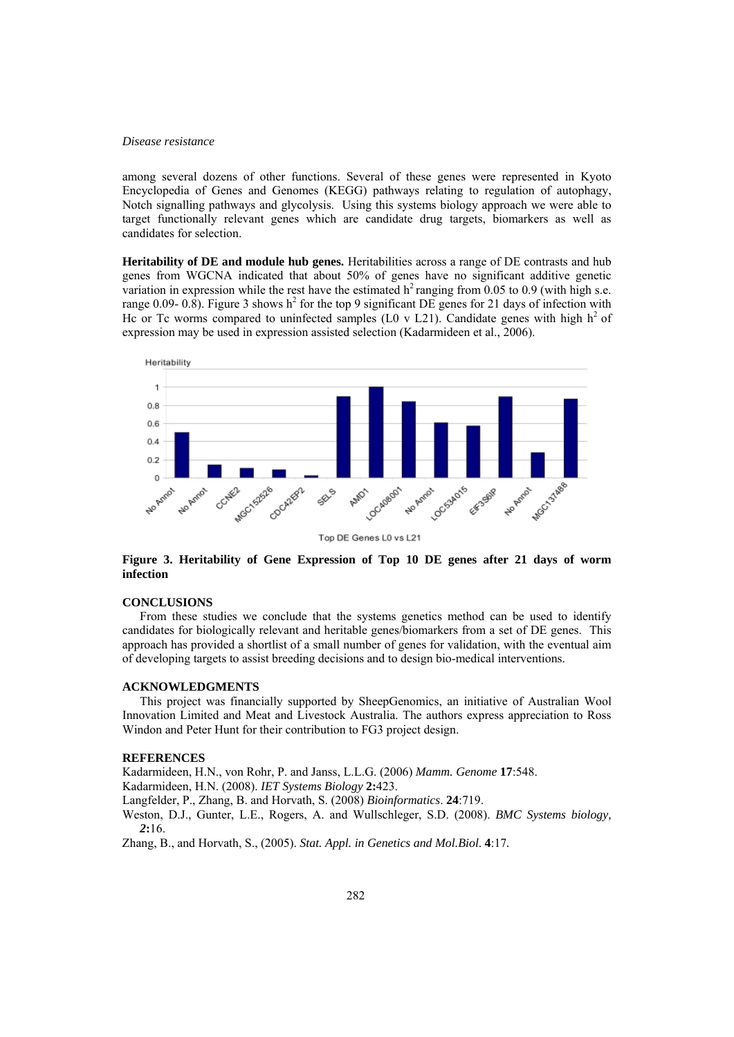among several dozens of other functions. Several of these genes were represented in Kyoto Encyclopedia of Genes and Genomes (KEGG) pathways relating to regulation of autophagy, Notch signalling pathways and glycolysis. Using this systems biology approach we were able to target functionally relevant genes which are candidate drug targets, biomarkers as well as candidates for selection.

**Heritability of DE and module hub genes.** Heritabilities across a range of DE contrasts and hub genes from WGCNA indicated that about 50% of genes have no significant additive genetic variation in expression while the rest have the estimated $h^2$ ranging from 0.05 to 0.9 (with high s.e. range 0.09- 0.8). Figure 3 shows $h^2$ for the top 9 significant DE genes for 21 days of infection with Hc or Tc worms compared to uninfected samples (L0 v L21). Candidate genes with high $h^2$ of expression may be used in expression assisted selection (Kadarmideen et al., 2006).

Heritability

1
0.8
0.6
0.4
0.2
0

No Annot
No Annot
CCNE2
MGC152526
CDC42EP2
SELS
AMD1
LOC408001
No Annot
LOC534015
EIF3S6IP
No Annot
MGC137488

Top DE Genes L0 vs L21

**Figure 3. Heritability of Gene Expression of Top 10 DE genes after 21 days of worm infection**

## CONCLUSIONS

From these studies we conclude that the systems genetics method can be used to identify candidates for biologically relevant and heritable genes/biomarkers from a set of DE genes. This approach has provided a shortlist of a small number of genes for validation, with the eventual aim of developing targets to assist breeding decisions and to design bio-medical interventions.

## ACKNOWLEDGMENTS

This project was financially supported by SheepGenomics, an initiative of Australian Wool Innovation Limited and Meat and Livestock Australia. The authors express appreciation to Ross Windon and Peter Hunt for their contribution to FG3 project design.

## REFERENCES

Kadarmideen, H.N., von Rohr, P. and Janss, L.L.G. (2006) *Mamm. Genome* **17**:548.

Kadarmideen, H.N. (2008). *IET Systems Biology* **2:**423.

Langfelder, P., Zhang, B. and Horvath, S. (2008) *Bioinformatics*. **24**:719.

Weston, D.J., Gunter, L.E., Rogers, A. and Wullschleger, S.D. (2008). *BMC Systems biology,* ***2*****:**16.

Zhang, B., and Horvath, S., (2005). *Stat. Appl. in Genetics and Mol.Biol*. **4**:17.